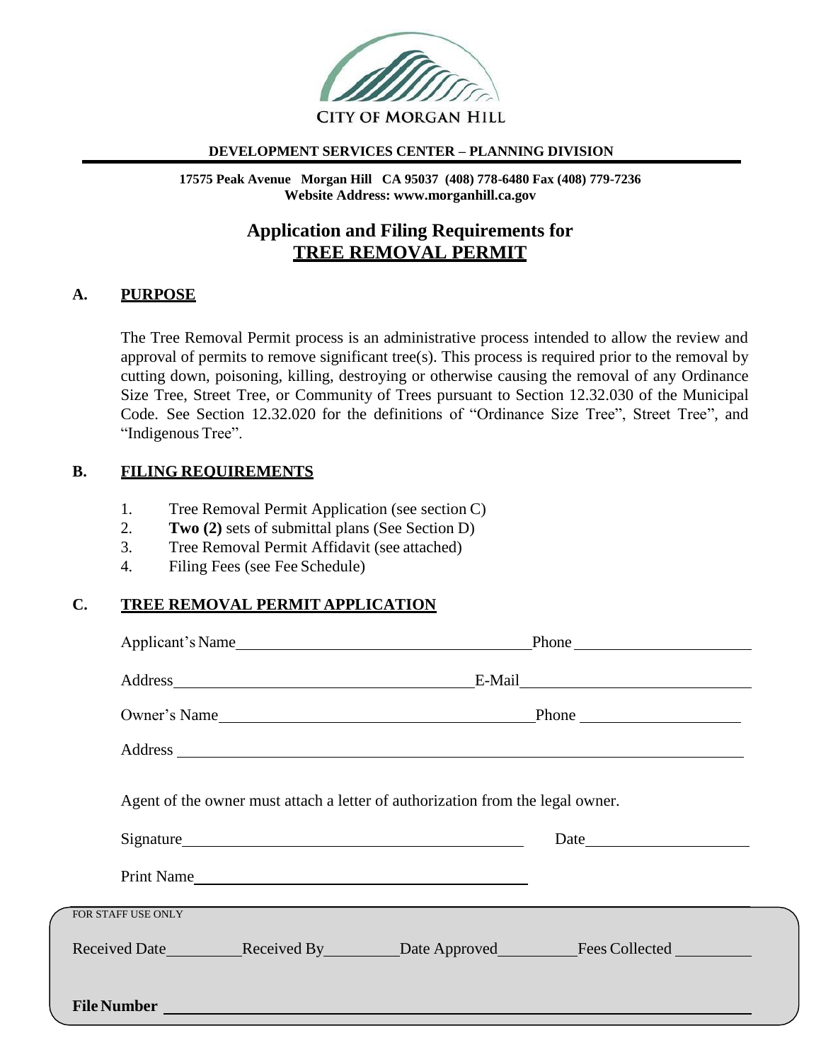CITY OF MORGAN HILL

**DEVELOPMENT SERVICES CENTER – PLANNING DIVISION**

**17575 Peak Avenue Morgan Hill CA 95037 (408) 778-6480 Fax (408) 779-7236**
**Website Address: www.morganhill.ca.gov**

# Application and Filing Requirements for TREE REMOVAL PERMIT

## A. PURPOSE

The Tree Removal Permit process is an administrative process intended to allow the review and approval of permits to remove significant tree(s). This process is required prior to the removal by cutting down, poisoning, killing, destroying or otherwise causing the removal of any Ordinance Size Tree, Street Tree, or Community of Trees pursuant to Section 12.32.030 of the Municipal Code. See Section 12.32.020 for the definitions of "Ordinance Size Tree", Street Tree", and "Indigenous Tree".

## B. FILING REQUIREMENTS

1. Tree Removal Permit Application (see section C)
2. **Two (2)** sets of submittal plans (See Section D)
3. Tree Removal Permit Affidavit (see attached)
4. Filing Fees (see Fee Schedule)

## C. TREE REMOVAL PERMIT APPLICATION

Applicant's Name ____________________ Phone ____________________

Address ____________________ E-Mail ____________________

Owner's Name ____________________ Phone ____________________

Address ____________________

Agent of the owner must attach a letter of authorization from the legal owner.

Signature ____________________ Date ____________________

Print Name ____________________

FOR STAFF USE ONLY

Received Date ________ Received By ________ Date Approved ________ Fees Collected ________

**File Number** ____________________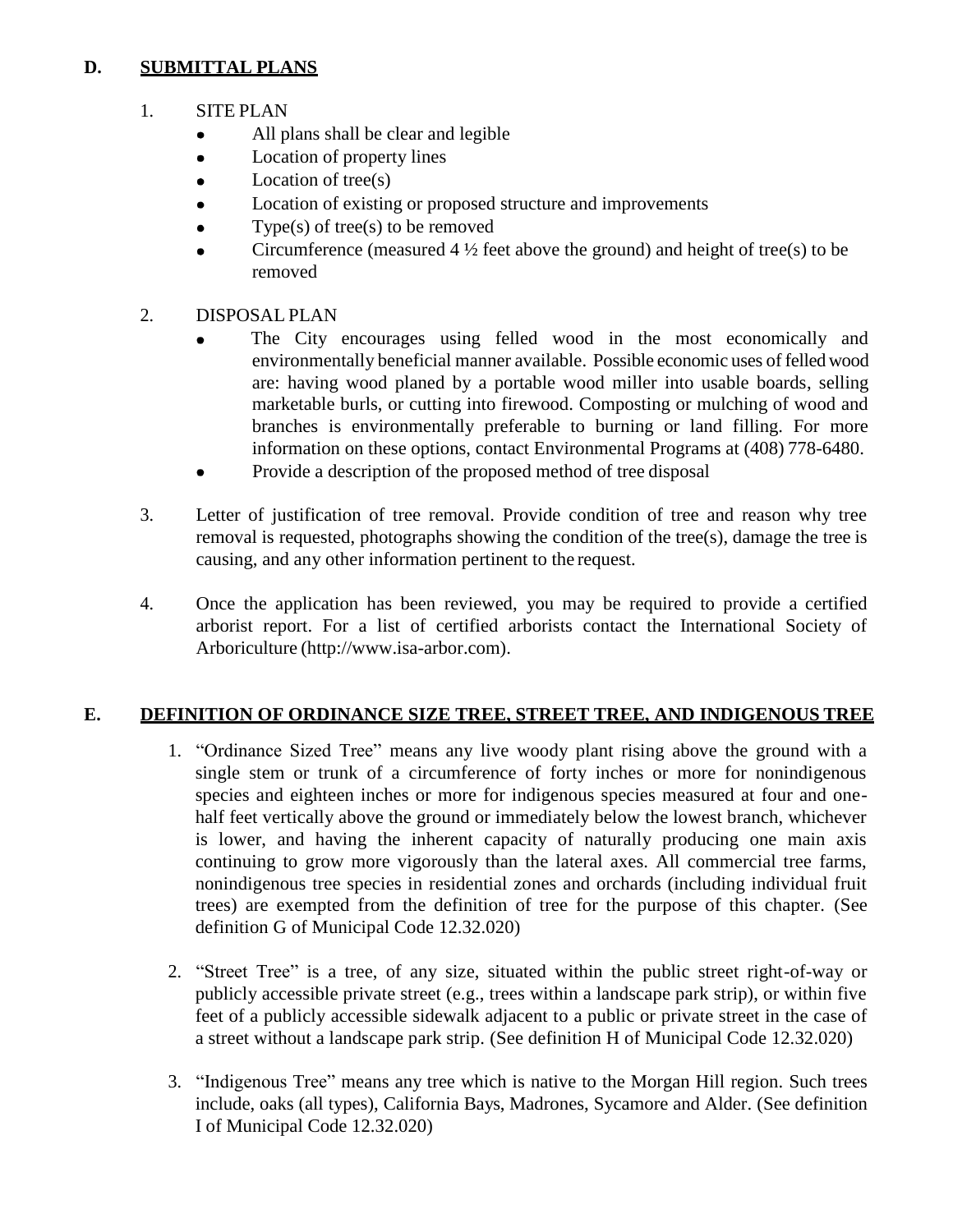## D. SUBMITTAL PLANS

1. SITE PLAN
   - All plans shall be clear and legible
   - Location of property lines
   - Location of tree(s)
   - Location of existing or proposed structure and improvements
   - Type(s) of tree(s) to be removed
   - Circumference (measured 4 ½ feet above the ground) and height of tree(s) to be removed

2. DISPOSAL PLAN
   - The City encourages using felled wood in the most economically and environmentally beneficial manner available. Possible economic uses of felled wood are: having wood planed by a portable wood miller into usable boards, selling marketable burls, or cutting into firewood. Composting or mulching of wood and branches is environmentally preferable to burning or land filling. For more information on these options, contact Environmental Programs at (408) 778-6480.
   - Provide a description of the proposed method of tree disposal

3. Letter of justification of tree removal. Provide condition of tree and reason why tree removal is requested, photographs showing the condition of the tree(s), damage the tree is causing, and any other information pertinent to the request.

4. Once the application has been reviewed, you may be required to provide a certified arborist report. For a list of certified arborists contact the International Society of Arboriculture (http://www.isa-arbor.com).

## E. DEFINITION OF ORDINANCE SIZE TREE, STREET TREE, AND INDIGENOUS TREE

1. "Ordinance Sized Tree" means any live woody plant rising above the ground with a single stem or trunk of a circumference of forty inches or more for nonindigenous species and eighteen inches or more for indigenous species measured at four and one-half feet vertically above the ground or immediately below the lowest branch, whichever is lower, and having the inherent capacity of naturally producing one main axis continuing to grow more vigorously than the lateral axes. All commercial tree farms, nonindigenous tree species in residential zones and orchards (including individual fruit trees) are exempted from the definition of tree for the purpose of this chapter. (See definition G of Municipal Code 12.32.020)

2. "Street Tree" is a tree, of any size, situated within the public street right-of-way or publicly accessible private street (e.g., trees within a landscape park strip), or within five feet of a publicly accessible sidewalk adjacent to a public or private street in the case of a street without a landscape park strip. (See definition H of Municipal Code 12.32.020)

3. "Indigenous Tree" means any tree which is native to the Morgan Hill region. Such trees include, oaks (all types), California Bays, Madrones, Sycamore and Alder. (See definition I of Municipal Code 12.32.020)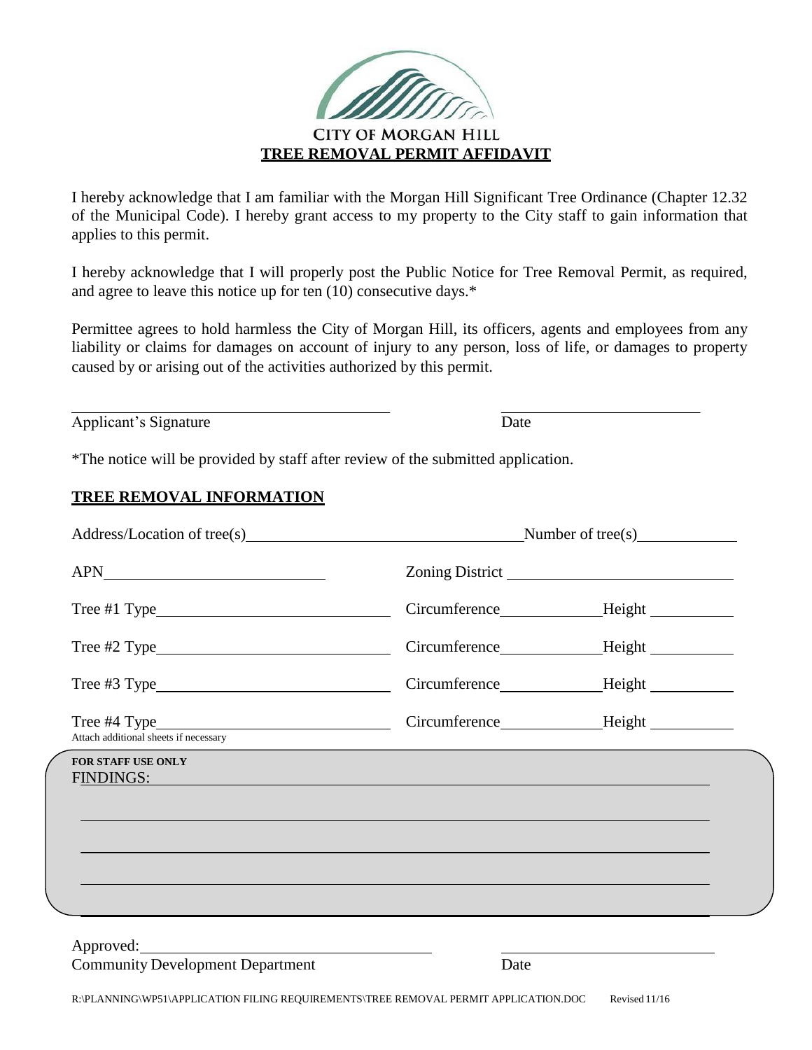CITY OF MORGAN HILL

# TREE REMOVAL PERMIT AFFIDAVIT

I hereby acknowledge that I am familiar with the Morgan Hill Significant Tree Ordinance (Chapter 12.32 of the Municipal Code). I hereby grant access to my property to the City staff to gain information that applies to this permit.

I hereby acknowledge that I will properly post the Public Notice for Tree Removal Permit, as required, and agree to leave this notice up for ten (10) consecutive days.*

Permittee agrees to hold harmless the City of Morgan Hill, its officers, agents and employees from any liability or claims for damages on account of injury to any person, loss of life, or damages to property caused by or arising out of the activities authorized by this permit.

\_\_\_\_\_\_\_\_\_\_\_\_\_\_\_\_\_\_\_\_\_\_\_\_\_\_\_\_\_\_\_\_\_\_\_\_\_\_ \_\_\_\_\_\_\_\_\_\_\_\_\_\_\_\_\_\_\_\_\_\_\_\_
Applicant's Signature Date

*The notice will be provided by staff after review of the submitted application.

## TREE REMOVAL INFORMATION

Address/Location of tree(s)\_\_\_\_\_\_\_\_\_\_\_\_\_\_\_\_\_\_\_\_\_\_\_\_\_\_\_\_\_\_ Number of tree(s)\_\_\_\_\_\_\_\_\_\_

APN\_\_\_\_\_\_\_\_\_\_\_\_\_\_\_\_\_\_\_\_\_\_\_\_ Zoning District \_\_\_\_\_\_\_\_\_\_\_\_\_\_\_\_\_\_\_\_\_\_\_\_

Tree #1 Type\_\_\_\_\_\_\_\_\_\_\_\_\_\_\_\_\_\_\_\_\_\_\_\_\_\_ Circumference\_\_\_\_\_\_\_\_\_\_\_ Height \_\_\_\_\_\_\_\_\_

Tree #2 Type\_\_\_\_\_\_\_\_\_\_\_\_\_\_\_\_\_\_\_\_\_\_\_\_\_\_ Circumference\_\_\_\_\_\_\_\_\_\_\_ Height \_\_\_\_\_\_\_\_\_

Tree #3 Type\_\_\_\_\_\_\_\_\_\_\_\_\_\_\_\_\_\_\_\_\_\_\_\_\_\_ Circumference\_\_\_\_\_\_\_\_\_\_\_ Height \_\_\_\_\_\_\_\_\_

Tree #4 Type\_\_\_\_\_\_\_\_\_\_\_\_\_\_\_\_\_\_\_\_\_\_\_\_\_\_ Circumference\_\_\_\_\_\_\_\_\_\_\_ Height \_\_\_\_\_\_\_\_\_
Attach additional sheets if necessary

**FOR STAFF USE ONLY**
FINDINGS: \_\_\_\_\_\_\_\_\_\_\_\_\_\_\_\_\_\_\_\_\_\_\_\_\_\_\_\_\_\_\_\_\_\_\_\_\_\_\_\_\_\_\_\_\_\_\_\_\_\_\_\_\_\_\_\_\_\_\_\_\_\_\_\_

Approved:\_\_\_\_\_\_\_\_\_\_\_\_\_\_\_\_\_\_\_\_\_\_\_\_\_\_\_\_\_\_\_\_ \_\_\_\_\_\_\_\_\_\_\_\_\_\_\_\_\_\_\_\_\_\_\_\_
Community Development Department Date

R:\PLANNING\WP51\APPLICATION FILING REQUIREMENTS\TREE REMOVAL PERMIT APPLICATION.DOC Revised 11/16